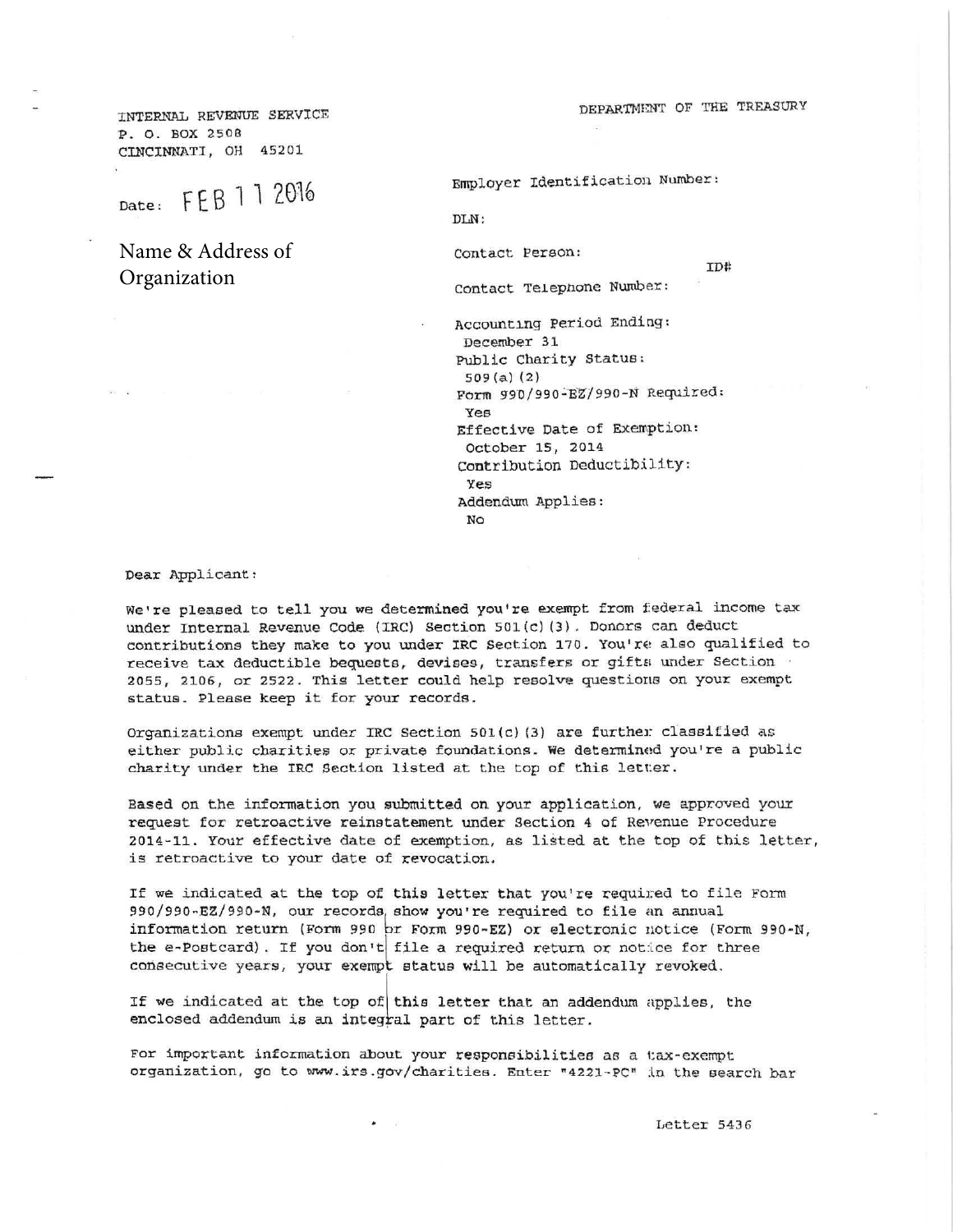INTERNAL REVENUE SERVICE
P. O. BOX 2508
CINCINNATI, OH 45201

DEPARTMENT OF THE TREASURY

Date: FEB 11 2016

Name & Address of Organization

Employer Identification Number:

DLN:

Contact Person: ID#

Contact Telephone Number:

Accounting Period Ending:
December 31

Public Charity Status:
509(a)(2)

Form 990/990-EZ/990-N Required:
Yes

Effective Date of Exemption:
October 15, 2014

Contribution Deductibility:
Yes

Addendum Applies:
No

Dear Applicant:

We're pleased to tell you we determined you're exempt from federal income tax under Internal Revenue Code (IRC) Section 501(c)(3). Donors can deduct contributions they make to you under IRC Section 170. You're also qualified to receive tax deductible bequests, devises, transfers or gifts under Section 2055, 2106, or 2522. This letter could help resolve questions on your exempt status. Please keep it for your records.

Organizations exempt under IRC Section 501(c)(3) are further classified as either public charities or private foundations. We determined you're a public charity under the IRC Section listed at the top of this letter.

Based on the information you submitted on your application, we approved your request for retroactive reinstatement under Section 4 of Revenue Procedure 2014-11. Your effective date of exemption, as listed at the top of this letter, is retroactive to your date of revocation.

If we indicated at the top of this letter that you're required to file Form 990/990-EZ/990-N, our records show you're required to file an annual information return (Form 990 or Form 990-EZ) or electronic notice (Form 990-N, the e-Postcard). If you don't file a required return or notice for three consecutive years, your exempt status will be automatically revoked.

If we indicated at the top of this letter that an addendum applies, the enclosed addendum is an integral part of this letter.

For important information about your responsibilities as a tax-exempt organization, go to www.irs.gov/charities. Enter "4221-PC" in the search bar

Letter 5436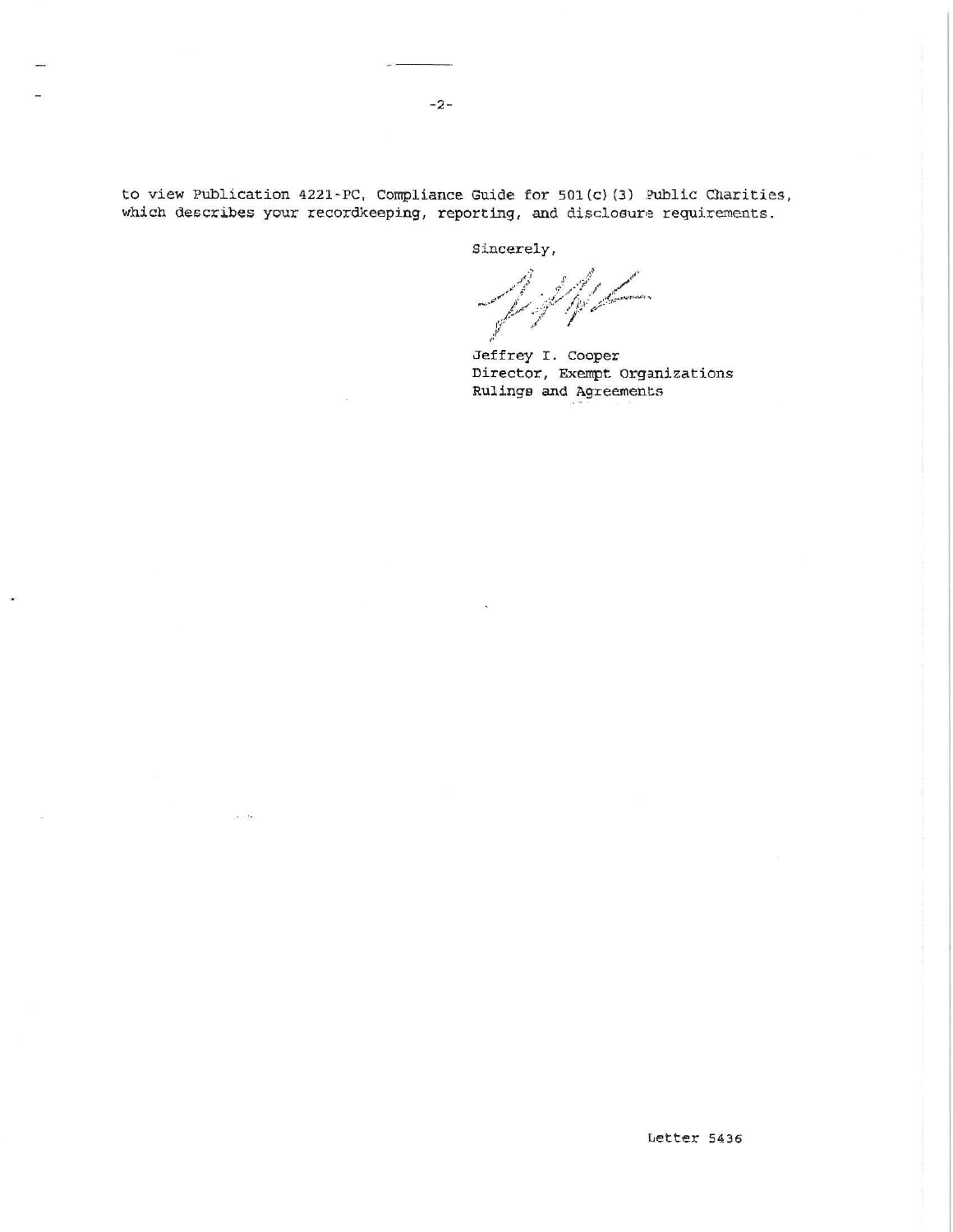to view Publication 4221-PC, Compliance Guide for 501(c)(3) Public Charities, which describes your recordkeeping, reporting, and disclosure requirements.

Sincerely,

Jeffrey I. Cooper
Director, Exempt Organizations
Rulings and Agreements

Letter 5436